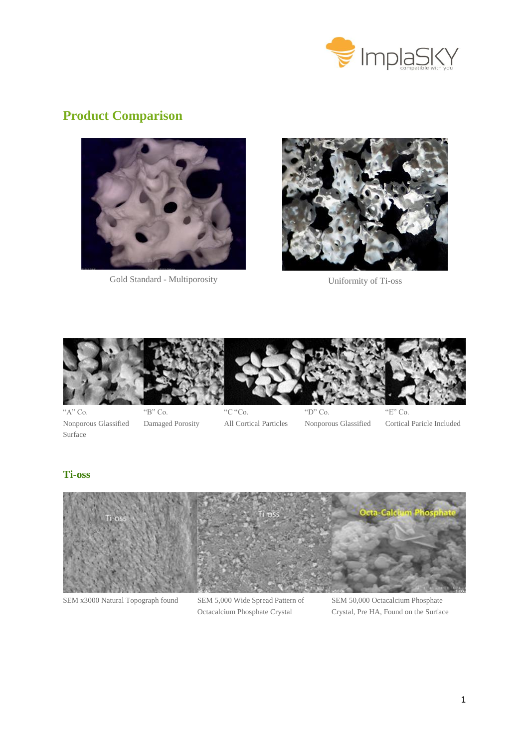## Product Comparison

Gold Standard - Multiporosity

Uniformity of Ti-oss

"A" Co.
Nonporous Glassified Surface

"B" Co.
Damaged Porosity

"C "Co.
All Cortical Particles

"D" Co.
Nonporous Glassified

"E" Co.
Cortical Paricle Included

### Ti-oss

SEM x3000 Natural Topograph found

SEM 5,000 Wide Spread Pattern of Octacalcium Phosphate Crystal

SEM 50,000 Octacalcium Phosphate Crystal, Pre HA, Found on the Surface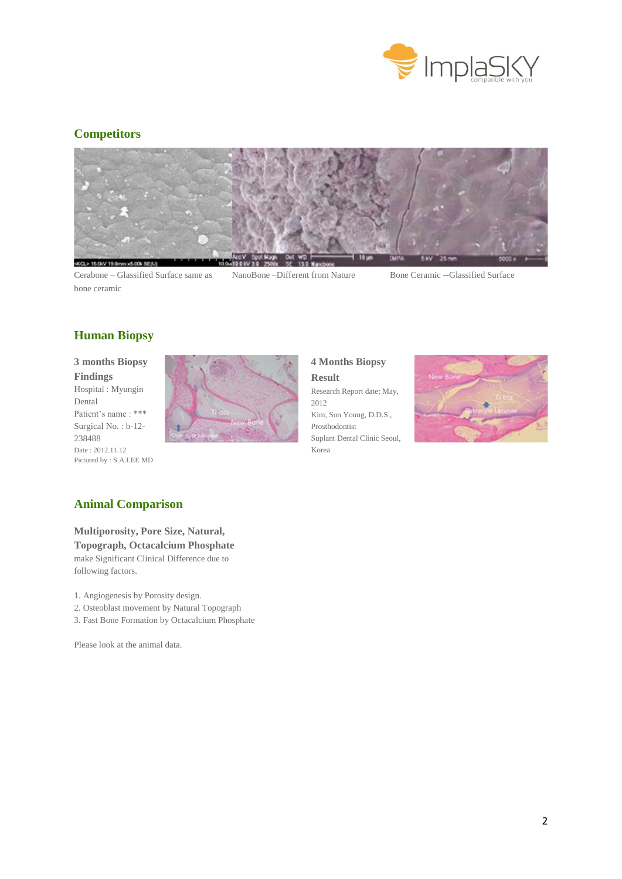## Competitors

Cerabone – Glassified Surface same as bone ceramic

NanoBone –Different from Nature

Bone Ceramic --Glassified Surface

## Human Biopsy

**3 months Biopsy Findings**

Hospital : Myungin Dental

Patient's name : ***

Surgical No. : b-12-238488

Date : 2012.11.12

Pictured by : S.A.LEE MD

**4 Months Biopsy Result**

Research Report date; May, 2012

Kim, Sun Young, D.D.S., Prosthodontist

Suplant Dental Clinic Seoul, Korea

## Animal Comparison

**Multiporosity, Pore Size, Natural, Topograph, Octacalcium Phosphate** make Significant Clinical Difference due to following factors.

1. Angiogenesis by Porosity design.
2. Osteoblast movement by Natural Topograph
3. Fast Bone Formation by Octacalcium Phosphate

Please look at the animal data.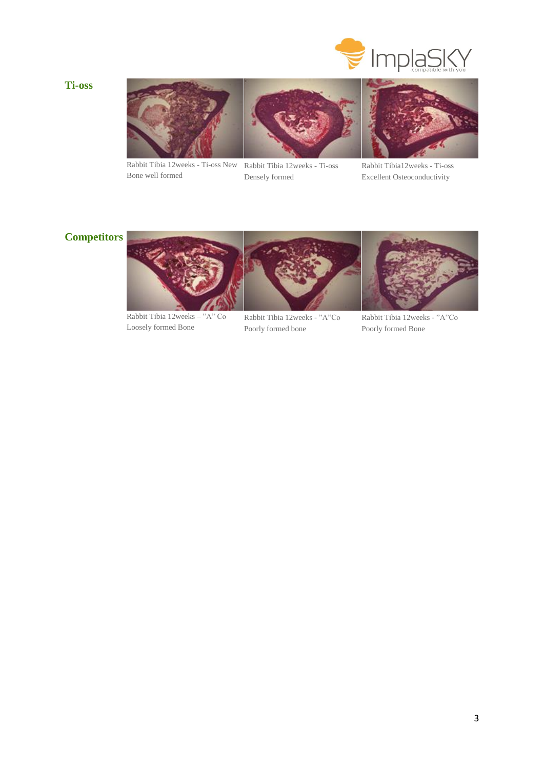**Ti-oss**

Rabbit Tibia 12weeks - Ti-oss New Bone well formed

Rabbit Tibia 12weeks - Ti-oss Densely formed

Rabbit Tibia12weeks - Ti-oss Excellent Osteoconductivity

**Competitors**

Rabbit Tibia 12weeks – "A" Co Loosely formed Bone

Rabbit Tibia 12weeks - "A"Co Poorly formed bone

Rabbit Tibia 12weeks - "A"Co Poorly formed Bone